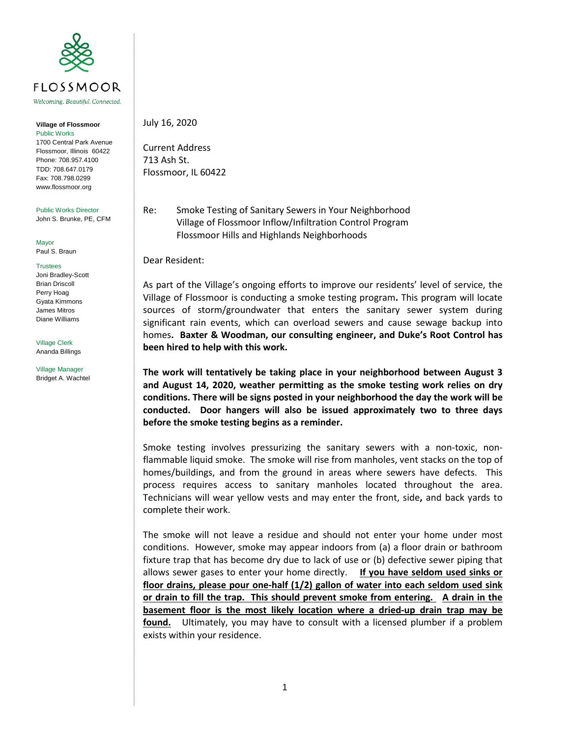FLOSSMOOR

*Welcoming. Beautiful. Connected.*

**Village of Flossmoor**
Public Works
1700 Central Park Avenue
Flossmoor, Illinois 60422
Phone: 708.957.4100
TDD: 708.647.0179
Fax: 708.798.0299
www.flossmoor.org

Public Works Director
John S. Brunke, PE, CFM

Mayor
Paul S. Braun

Trustees
Joni Bradley-Scott
Brian Driscoll
Perry Hoag
Gyata Kimmons
James Mitros
Diane Williams

Village Clerk
Ananda Billings

Village Manager
Bridget A. Wachtel

---

July 16, 2020

Current Address
713 Ash St.
Flossmoor, IL 60422

Re: Smoke Testing of Sanitary Sewers in Your Neighborhood
Village of Flossmoor Inflow/Infiltration Control Program
Flossmoor Hills and Highlands Neighborhoods

Dear Resident:

As part of the Village's ongoing efforts to improve our residents' level of service, the Village of Flossmoor is conducting a smoke testing program**.** This program will locate sources of storm/groundwater that enters the sanitary sewer system during significant rain events, which can overload sewers and cause sewage backup into homes**. Baxter & Woodman, our consulting engineer, and Duke's Root Control has been hired to help with this work.**

**The work will tentatively be taking place in your neighborhood between August 3 and August 14, 2020, weather permitting as the smoke testing work relies on dry conditions. There will be signs posted in your neighborhood the day the work will be conducted. Door hangers will also be issued approximately two to three days before the smoke testing begins as a reminder.**

Smoke testing involves pressurizing the sanitary sewers with a non-toxic, non-flammable liquid smoke. The smoke will rise from manholes, vent stacks on the top of homes/buildings, and from the ground in areas where sewers have defects. This process requires access to sanitary manholes located throughout the area. Technicians will wear yellow vests and may enter the front, side**,** and back yards to complete their work.

The smoke will not leave a residue and should not enter your home under most conditions. However, smoke may appear indoors from (a) a floor drain or bathroom fixture trap that has become dry due to lack of use or (b) defective sewer piping that allows sewer gases to enter your home directly. **<u>If you have seldom used sinks or floor drains, please pour one-half (1/2) gallon of water into each seldom used sink or drain to fill the trap. This should prevent smoke from entering. A drain in the basement floor is the most likely location where a dried-up drain trap may be found.</u>** Ultimately, you may have to consult with a licensed plumber if a problem exists within your residence.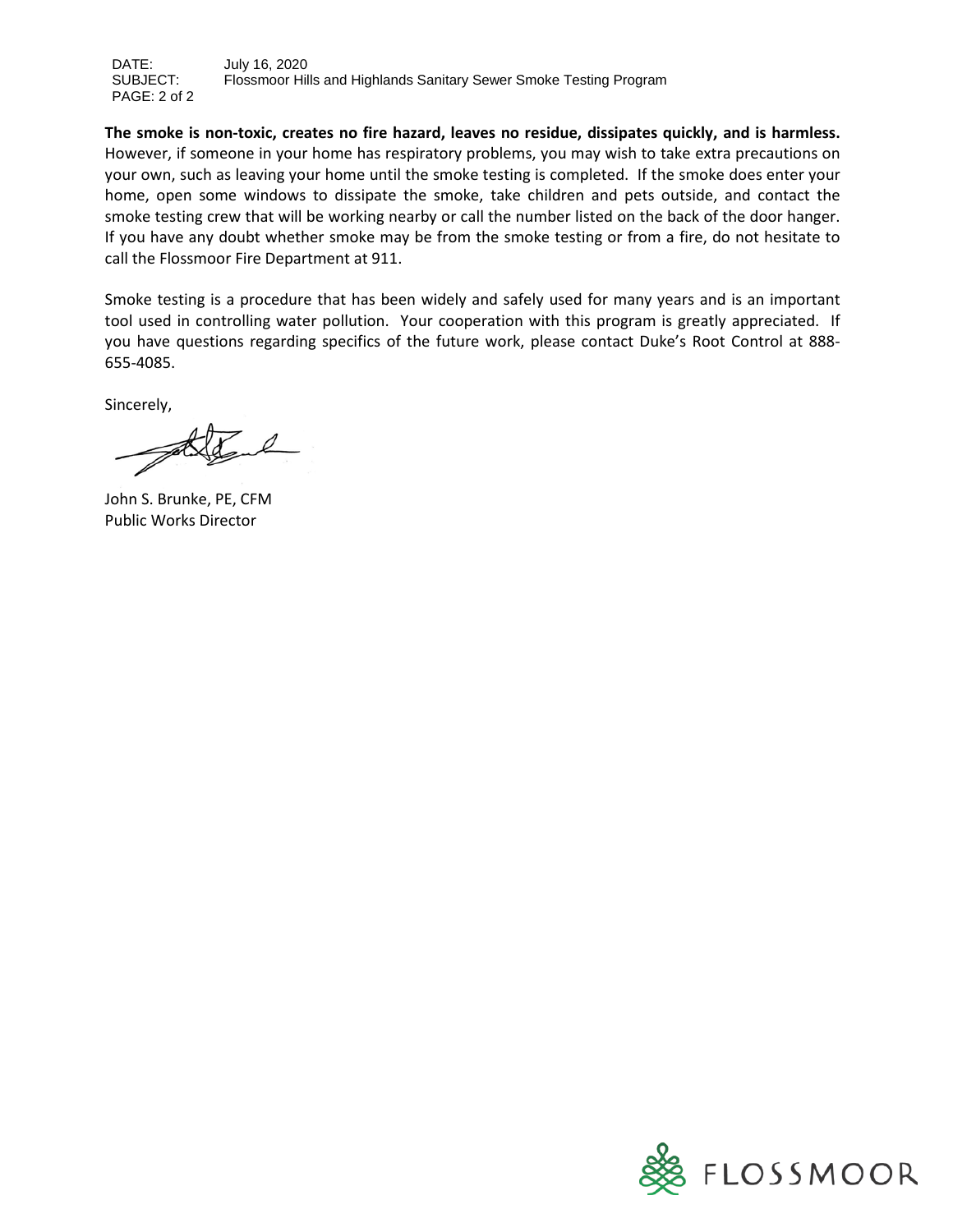**The smoke is non-toxic, creates no fire hazard, leaves no residue, dissipates quickly, and is harmless.** However, if someone in your home has respiratory problems, you may wish to take extra precautions on your own, such as leaving your home until the smoke testing is completed. If the smoke does enter your home, open some windows to dissipate the smoke, take children and pets outside, and contact the smoke testing crew that will be working nearby or call the number listed on the back of the door hanger. If you have any doubt whether smoke may be from the smoke testing or from a fire, do not hesitate to call the Flossmoor Fire Department at 911.

Smoke testing is a procedure that has been widely and safely used for many years and is an important tool used in controlling water pollution. Your cooperation with this program is greatly appreciated. If you have questions regarding specifics of the future work, please contact Duke's Root Control at 888-655-4085.

Sincerely,

John S. Brunke, PE, CFM
Public Works Director